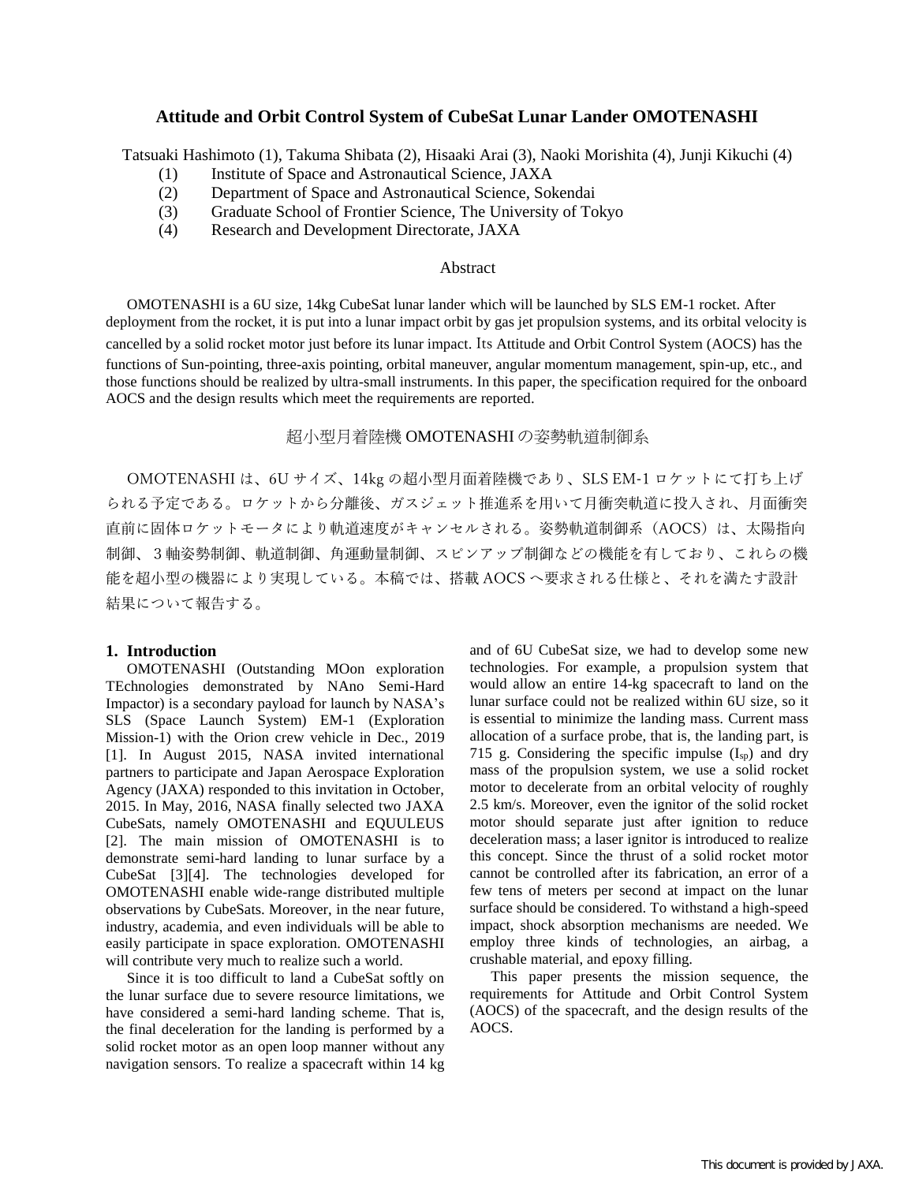# Attitude and Orbit Control System of CubeSat Lunar Lander OMOTENASHI

Tatsuaki Hashimoto (1), Takuma Shibata (2), Hisaaki Arai (3), Naoki Morishita (4), Junji Kikuchi (4)

(1) Institute of Space and Astronautical Science, JAXA
(2) Department of Space and Astronautical Science, Sokendai
(3) Graduate School of Frontier Science, The University of Tokyo
(4) Research and Development Directorate, JAXA

## Abstract

OMOTENASHI is a 6U size, 14kg CubeSat lunar lander which will be launched by SLS EM-1 rocket. After deployment from the rocket, it is put into a lunar impact orbit by gas jet propulsion systems, and its orbital velocity is cancelled by a solid rocket motor just before its lunar impact. Its Attitude and Orbit Control System (AOCS) has the functions of Sun-pointing, three-axis pointing, orbital maneuver, angular momentum management, spin-up, etc., and those functions should be realized by ultra-small instruments. In this paper, the specification required for the onboard AOCS and the design results which meet the requirements are reported.

## 超小型月着陸機 OMOTENASHI の姿勢軌道制御系

OMOTENASHI は、6U サイズ、14kg の超小型月面着陸機であり、SLS EM-1 ロケットにて打ち上げられる予定である。ロケットから分離後、ガスジェット推進系を用いて月衝突軌道に投入され、月面衝突直前に固体ロケットモータにより軌道速度がキャンセルされる。姿勢軌道制御系（AOCS）は、太陽指向制御、3 軸姿勢制御、軌道制御、角運動量制御、スピンアップ制御などの機能を有しており、これらの機能を超小型の機器により実現している。本稿では、搭載 AOCS へ要求される仕様と、それを満たす設計結果について報告する。

## 1. Introduction

OMOTENASHI (Outstanding MOon exploration TEchnologies demonstrated by NAno Semi-Hard Impactor) is a secondary payload for launch by NASA's SLS (Space Launch System) EM-1 (Exploration Mission-1) with the Orion crew vehicle in Dec., 2019 [1]. In August 2015, NASA invited international partners to participate and Japan Aerospace Exploration Agency (JAXA) responded to this invitation in October, 2015. In May, 2016, NASA finally selected two JAXA CubeSats, namely OMOTENASHI and EQUULEUS [2]. The main mission of OMOTENASHI is to demonstrate semi-hard landing to lunar surface by a CubeSat [3][4]. The technologies developed for OMOTENASHI enable wide-range distributed multiple observations by CubeSats. Moreover, in the near future, industry, academia, and even individuals will be able to easily participate in space exploration. OMOTENASHI will contribute very much to realize such a world.

Since it is too difficult to land a CubeSat softly on the lunar surface due to severe resource limitations, we have considered a semi-hard landing scheme. That is, the final deceleration for the landing is performed by a solid rocket motor as an open loop manner without any navigation sensors. To realize a spacecraft within 14 kg and of 6U CubeSat size, we had to develop some new technologies. For example, a propulsion system that would allow an entire 14-kg spacecraft to land on the lunar surface could not be realized within 6U size, so it is essential to minimize the landing mass. Current mass allocation of a surface probe, that is, the landing part, is 715 g. Considering the specific impulse ($I_{sp}$) and dry mass of the propulsion system, we use a solid rocket motor to decelerate from an orbital velocity of roughly 2.5 km/s. Moreover, even the ignitor of the solid rocket motor should separate just after ignition to reduce deceleration mass; a laser ignitor is introduced to realize this concept. Since the thrust of a solid rocket motor cannot be controlled after its fabrication, an error of a few tens of meters per second at impact on the lunar surface should be considered. To withstand a high-speed impact, shock absorption mechanisms are needed. We employ three kinds of technologies, an airbag, a crushable material, and epoxy filling.

This paper presents the mission sequence, the requirements for Attitude and Orbit Control System (AOCS) of the spacecraft, and the design results of the AOCS.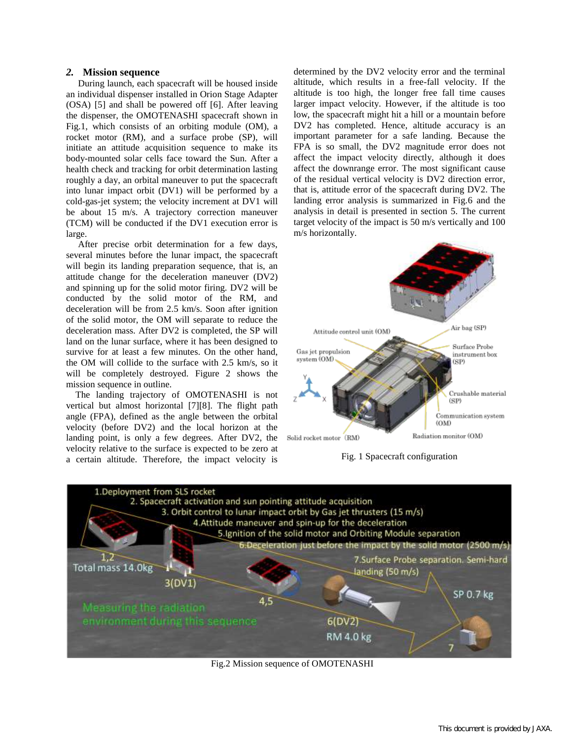## *2.* Mission sequence

During launch, each spacecraft will be housed inside an individual dispenser installed in Orion Stage Adapter (OSA) [5] and shall be powered off [6]. After leaving the dispenser, the OMOTENASHI spacecraft shown in Fig.1, which consists of an orbiting module (OM), a rocket motor (RM), and a surface probe (SP), will initiate an attitude acquisition sequence to make its body-mounted solar cells face toward the Sun. After a health check and tracking for orbit determination lasting roughly a day, an orbital maneuver to put the spacecraft into lunar impact orbit (DV1) will be performed by a cold-gas-jet system; the velocity increment at DV1 will be about 15 m/s. A trajectory correction maneuver (TCM) will be conducted if the DV1 execution error is large.

After precise orbit determination for a few days, several minutes before the lunar impact, the spacecraft will begin its landing preparation sequence, that is, an attitude change for the deceleration maneuver (DV2) and spinning up for the solid motor firing. DV2 will be conducted by the solid motor of the RM, and deceleration will be from 2.5 km/s. Soon after ignition of the solid motor, the OM will separate to reduce the deceleration mass. After DV2 is completed, the SP will land on the lunar surface, where it has been designed to survive for at least a few minutes. On the other hand, the OM will collide to the surface with 2.5 km/s, so it will be completely destroyed. Figure 2 shows the mission sequence in outline.

The landing trajectory of OMOTENASHI is not vertical but almost horizontal [7][8]. The flight path angle (FPA), defined as the angle between the orbital velocity (before DV2) and the local horizon at the landing point, is only a few degrees. After DV2, the velocity relative to the surface is expected to be zero at a certain altitude. Therefore, the impact velocity is determined by the DV2 velocity error and the terminal altitude, which results in a free-fall velocity. If the altitude is too high, the longer free fall time causes larger impact velocity. However, if the altitude is too low, the spacecraft might hit a hill or a mountain before DV2 has completed. Hence, altitude accuracy is an important parameter for a safe landing. Because the FPA is so small, the DV2 magnitude error does not affect the impact velocity directly, although it does affect the downrange error. The most significant cause of the residual vertical velocity is DV2 direction error, that is, attitude error of the spacecraft during DV2. The landing error analysis is summarized in Fig.6 and the analysis in detail is presented in section 5. The current target velocity of the impact is 50 m/s vertically and 100 m/s horizontally.

Attitude control unit (OM)
Air bag (SP)
Gas jet propulsion system (OM)
Surface Probe instrument box (SP)
Crushable material (SP)
Communication system (OM)
Solid rocket motor (RM)
Radiation monitor (OM)

Fig. 1 Spacecraft configuration

1.Deployment from SLS rocket
2. Spacecraft activation and sun pointing attitude acquisition
3. Orbit control to lunar impact orbit by Gas jet thrusters (15 m/s)
4.Attitude maneuver and spin-up for the deceleration
5.Ignition of the solid motor and Orbiting Module separation
6.Deceleration just before the impact by the solid motor (2500 m/s)
7.Surface Probe separation. Semi-hard landing (50 m/s)
1,2
Total mass 14.0kg
3(DV1)
4,5
Measuring the radiation environment during this sequence
6(DV2)
RM 4.0 kg
SP 0.7 kg
7

Fig.2 Mission sequence of OMOTENASHI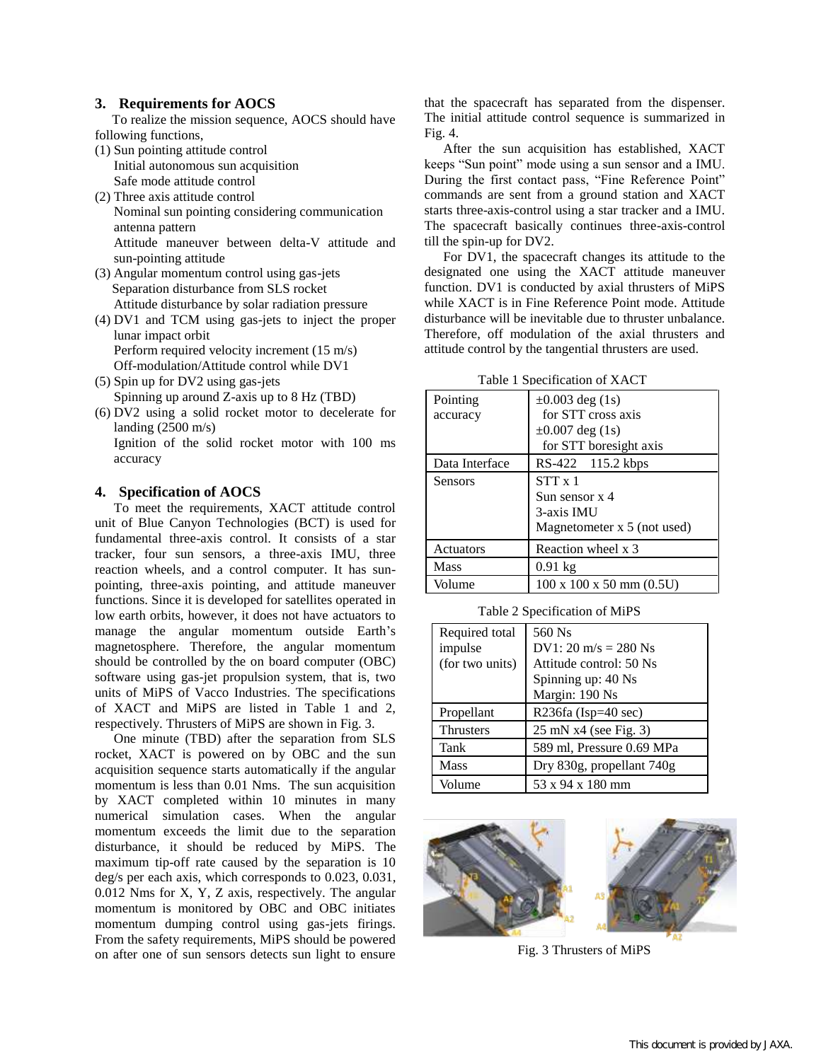## 3. Requirements for AOCS

To realize the mission sequence, AOCS should have following functions,

(1) Sun pointing attitude control
  Initial autonomous sun acquisition
  Safe mode attitude control

(2) Three axis attitude control
  Nominal sun pointing considering communication antenna pattern
  Attitude maneuver between delta-V attitude and sun-pointing attitude

(3) Angular momentum control using gas-jets
  Separation disturbance from SLS rocket
  Attitude disturbance by solar radiation pressure

(4) DV1 and TCM using gas-jets to inject the proper lunar impact orbit
  Perform required velocity increment (15 m/s)
  Off-modulation/Attitude control while DV1

(5) Spin up for DV2 using gas-jets
  Spinning up around Z-axis up to 8 Hz (TBD)

(6) DV2 using a solid rocket motor to decelerate for landing (2500 m/s)
  Ignition of the solid rocket motor with 100 ms accuracy

## 4. Specification of AOCS

To meet the requirements, XACT attitude control unit of Blue Canyon Technologies (BCT) is used for fundamental three-axis control. It consists of a star tracker, four sun sensors, a three-axis IMU, three reaction wheels, and a control computer. It has sun-pointing, three-axis pointing, and attitude maneuver functions. Since it is developed for satellites operated in low earth orbits, however, it does not have actuators to manage the angular momentum outside Earth's magnetosphere. Therefore, the angular momentum should be controlled by the on board computer (OBC) software using gas-jet propulsion system, that is, two units of MiPS of Vacco Industries. The specifications of XACT and MiPS are listed in Table 1 and 2, respectively. Thrusters of MiPS are shown in Fig. 3.

One minute (TBD) after the separation from SLS rocket, XACT is powered on by OBC and the sun acquisition sequence starts automatically if the angular momentum is less than 0.01 Nms. The sun acquisition by XACT completed within 10 minutes in many numerical simulation cases. When the angular momentum exceeds the limit due to the separation disturbance, it should be reduced by MiPS. The maximum tip-off rate caused by the separation is 10 deg/s per each axis, which corresponds to 0.023, 0.031, 0.012 Nms for X, Y, Z axis, respectively. The angular momentum is monitored by OBC and OBC initiates momentum dumping control using gas-jets firings. From the safety requirements, MiPS should be powered on after one of sun sensors detects sun light to ensure that the spacecraft has separated from the dispenser. The initial attitude control sequence is summarized in Fig. 4.

After the sun acquisition has established, XACT keeps "Sun point" mode using a sun sensor and a IMU. During the first contact pass, "Fine Reference Point" commands are sent from a ground station and XACT starts three-axis-control using a star tracker and a IMU. The spacecraft basically continues three-axis-control till the spin-up for DV2.

For DV1, the spacecraft changes its attitude to the designated one using the XACT attitude maneuver function. DV1 is conducted by axial thrusters of MiPS while XACT is in Fine Reference Point mode. Attitude disturbance will be inevitable due to thruster unbalance. Therefore, off modulation of the axial thrusters and attitude control by the tangential thrusters are used.

Table 1 Specification of XACT

| | |
|---|---|
| Pointing accuracy | ±0.003 deg (1s) for STT cross axis<br>±0.007 deg (1s) for STT boresight axis |
| Data Interface | RS-422 115.2 kbps |
| Sensors | STT x 1<br>Sun sensor x 4<br>3-axis IMU<br>Magnetometer x 5 (not used) |
| Actuators | Reaction wheel x 3 |
| Mass | 0.91 kg |
| Volume | 100 x 100 x 50 mm (0.5U) |

Table 2 Specification of MiPS

| | |
|---|---|
| Required total impulse (for two units) | 560 Ns<br>DV1: 20 m/s = 280 Ns<br>Attitude control: 50 Ns<br>Spinning up: 40 Ns<br>Margin: 190 Ns |
| Propellant | R236fa (Isp=40 sec) |
| Thrusters | 25 mN x4 (see Fig. 3) |
| Tank | 589 ml, Pressure 0.69 MPa |
| Mass | Dry 830g, propellant 740g |
| Volume | 53 x 94 x 180 mm |

Fig. 3 Thrusters of MiPS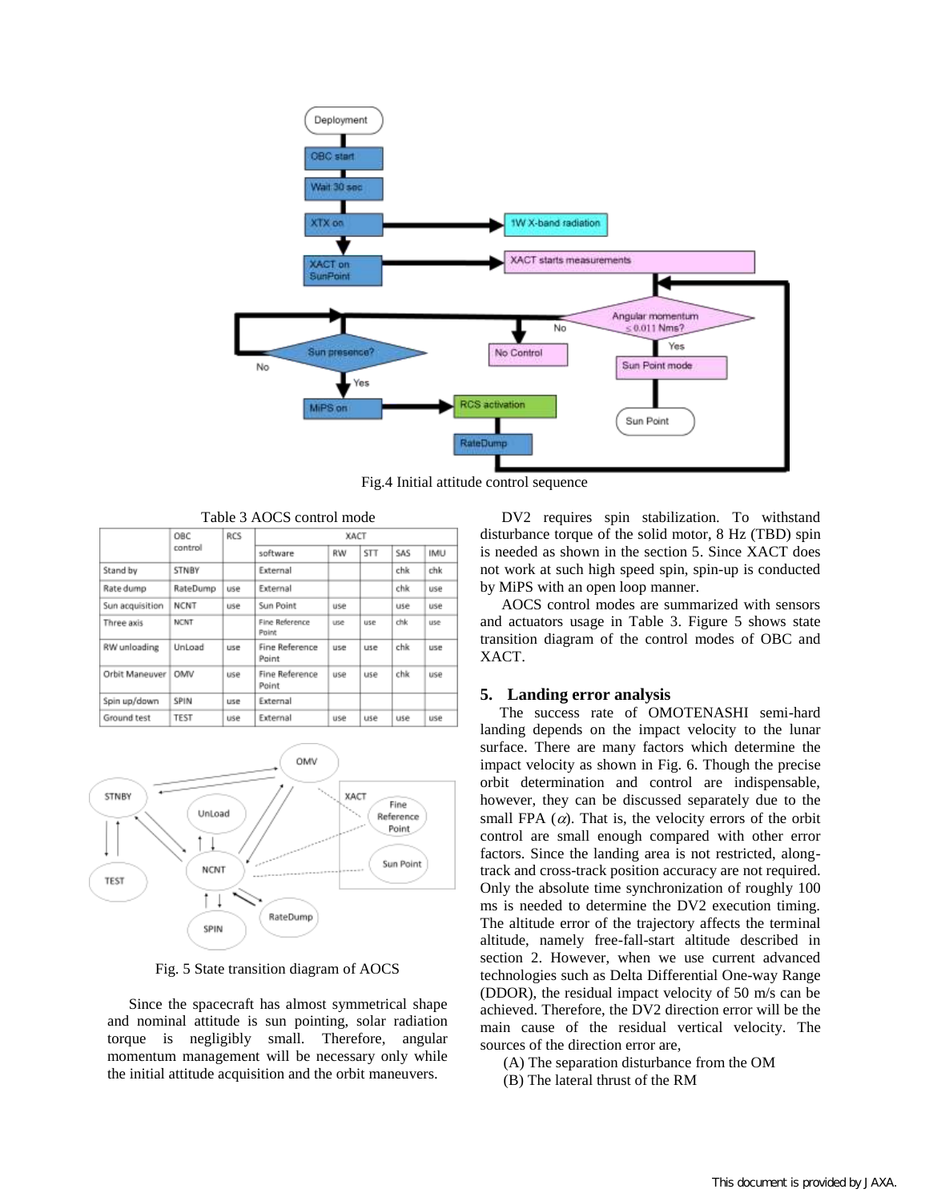Deployment

OBC start

Wait 30 sec

XTX on

1W X-band radiation

XACT on SunPoint

XACT starts measurements

Angular momentum ≤ 0.011 Nms?

No

Yes

Sun presence?

No

Yes

No Control

Sun Point mode

MiPS on

RCS activation

Sun Point

RateDump

Fig.4 Initial attitude control sequence

Table 3 AOCS control mode

| | OBC control | RCS | XACT | | | | | |
|---|---|---|---|---|---|---|---|---|
| | | | software | RW | STT | SAS | IMU |
| Stand by | STNBY | | External | | | chk | chk |
| Rate dump | RateDump | use | External | | | chk | use |
| Sun acquisition | NCNT | use | Sun Point | use | | use | use |
| Three axis | NCNT | | Fine Reference Point | use | use | chk | use |
| RW unloading | UnLoad | use | Fine Reference Point | use | use | chk | use |
| Orbit Maneuver | OMV | use | Fine Reference Point | use | use | chk | use |
| Spin up/down | SPIN | use | External | | | | |
| Ground test | TEST | use | External | use | use | use | use |

OMV

STNBY

UnLoad

XACT

Fine Reference Point

NCNT

Sun Point

TEST

RateDump

SPIN

Fig. 5 State transition diagram of AOCS

Since the spacecraft has almost symmetrical shape and nominal attitude is sun pointing, solar radiation torque is negligibly small. Therefore, angular momentum management will be necessary only while the initial attitude acquisition and the orbit maneuvers.

DV2 requires spin stabilization. To withstand disturbance torque of the solid motor, 8 Hz (TBD) spin is needed as shown in the section 5. Since XACT does not work at such high speed spin, spin-up is conducted by MiPS with an open loop manner.

AOCS control modes are summarized with sensors and actuators usage in Table 3. Figure 5 shows state transition diagram of the control modes of OBC and XACT.

## 5. Landing error analysis

The success rate of OMOTENASHI semi-hard landing depends on the impact velocity to the lunar surface. There are many factors which determine the impact velocity as shown in Fig. 6. Though the precise orbit determination and control are indispensable, however, they can be discussed separately due to the small FPA ($\alpha$). That is, the velocity errors of the orbit control are small enough compared with other error factors. Since the landing area is not restricted, along-track and cross-track position accuracy are not required. Only the absolute time synchronization of roughly 100 ms is needed to determine the DV2 execution timing. The altitude error of the trajectory affects the terminal altitude, namely free-fall-start altitude described in section 2. However, when we use current advanced technologies such as Delta Differential One-way Range (DDOR), the residual impact velocity of 50 m/s can be achieved. Therefore, the DV2 direction error will be the main cause of the residual vertical velocity. The sources of the direction error are,

(A) The separation disturbance from the OM

(B) The lateral thrust of the RM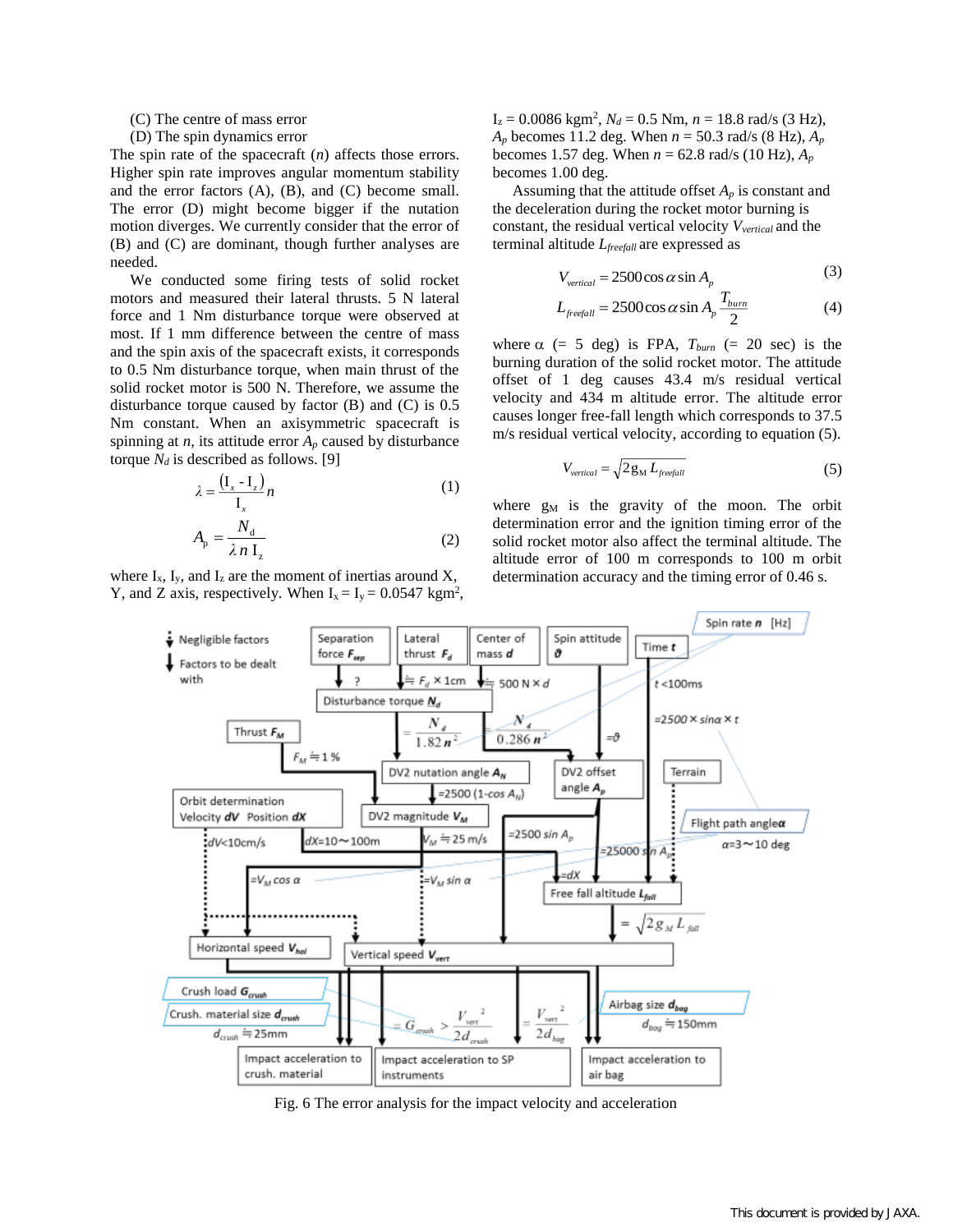(C) The centre of mass error
(D) The spin dynamics error

The spin rate of the spacecraft ($n$) affects those errors. Higher spin rate improves angular momentum stability and the error factors (A), (B), and (C) become small. The error (D) might become bigger if the nutation motion diverges. We currently consider that the error of (B) and (C) are dominant, though further analyses are needed.

We conducted some firing tests of solid rocket motors and measured their lateral thrusts. 5 N lateral force and 1 Nm disturbance torque were observed at most. If 1 mm difference between the centre of mass and the spin axis of the spacecraft exists, it corresponds to 0.5 Nm disturbance torque, when main thrust of the solid rocket motor is 500 N. Therefore, we assume the disturbance torque caused by factor (B) and (C) is 0.5 Nm constant. When an axisymmetric spacecraft is spinning at $n$, its attitude error $A_p$ caused by disturbance torque $N_d$ is described as follows. [9]

$$\lambda = \frac{(I_x - I_z)}{I_x} n \tag{1}$$

$$A_p = \frac{N_d}{\lambda n I_z} \tag{2}$$

where $I_x$, $I_y$, and $I_z$ are the moment of inertias around X, Y, and Z axis, respectively. When $I_x = I_y = 0.0547$ kgm$^2$, $I_z = 0.0086$ kgm$^2$, $N_d = 0.5$ Nm, $n = 18.8$ rad/s (3 Hz), $A_p$ becomes 11.2 deg. When $n = 50.3$ rad/s (8 Hz), $A_p$ becomes 1.57 deg. When $n = 62.8$ rad/s (10 Hz), $A_p$ becomes 1.00 deg.

Assuming that the attitude offset $A_p$ is constant and the deceleration during the rocket motor burning is constant, the residual vertical velocity $V_{vertical}$ and the terminal altitude $L_{freefall}$ are expressed as

$$V_{vertical} = 2500 \cos\alpha \sin A_p \tag{3}$$

$$L_{freefall} = 2500 \cos\alpha \sin A_p \frac{T_{burn}}{2} \tag{4}$$

where $\alpha$ (= 5 deg) is FPA, $T_{burn}$ (= 20 sec) is the burning duration of the solid rocket motor. The attitude offset of 1 deg causes 43.4 m/s residual vertical velocity and 434 m altitude error. The altitude error causes longer free-fall length which corresponds to 37.5 m/s residual vertical velocity, according to equation (5).

$$V_{vertical} = \sqrt{2 g_M L_{freefall}} \tag{5}$$

where $g_M$ is the gravity of the moon. The orbit determination error and the ignition timing error of the solid rocket motor also affect the terminal altitude. The altitude error of 100 m corresponds to 100 m orbit determination accuracy and the timing error of 0.46 s.

Negligible factors
Factors to be dealt with
Separation force $F_{sep}$
Lateral thrust $F_d$
Center of mass $d$
Spin attitude $\vartheta$
Time $t$
Spin rate $n$ [Hz]
?
$\fallingdotseq F_d \times 1$cm
$\fallingdotseq 500$ N $\times d$
$t$<100ms
Disturbance torque $N_d$
Thrust $F_M$
$= \frac{N_d}{1.82 n^2}$
$\frac{N_d}{0.286 n^2}$
$=\vartheta$
$=2500 \times \sin\alpha \times t$
$F_M \fallingdotseq 1$%
DV2 nutation angle $A_N$
DV2 offset angle $A_p$
Terrain
Orbit determination Velocity $dV$ Position $dX$
$=2500 (1-\cos A_N)$
DV2 magnitude $V_M$
Flight path angle $\alpha$
$dV$<10cm/s
$dX$=10~100m
$V_M \fallingdotseq 25$ m/s
$=2500 \sin A_p$
$=25000 \sin A_p$
$\alpha$=3~10 deg
$=dX$
$=V_M \cos\alpha$
$=V_M \sin\alpha$
Free fall altitude $L_{fall}$
$= \sqrt{2 g_M L_{fall}}$
Horizontal speed $V_{hol}$
Vertical speed $V_{vert}$
Crush load $G_{crush}$
Crush. material size $d_{crush}$
$d_{crush} \fallingdotseq 25$mm
$= G_{crush} > \frac{V_{vert}^2}{2d_{crush}}$
$= \frac{V_{vert}^2}{2d_{bag}}$
Airbag size $d_{bag}$
$d_{bag} \fallingdotseq 150$mm
Impact acceleration to crush. material
Impact acceleration to SP instruments
Impact acceleration to air bag

Fig. 6 The error analysis for the impact velocity and acceleration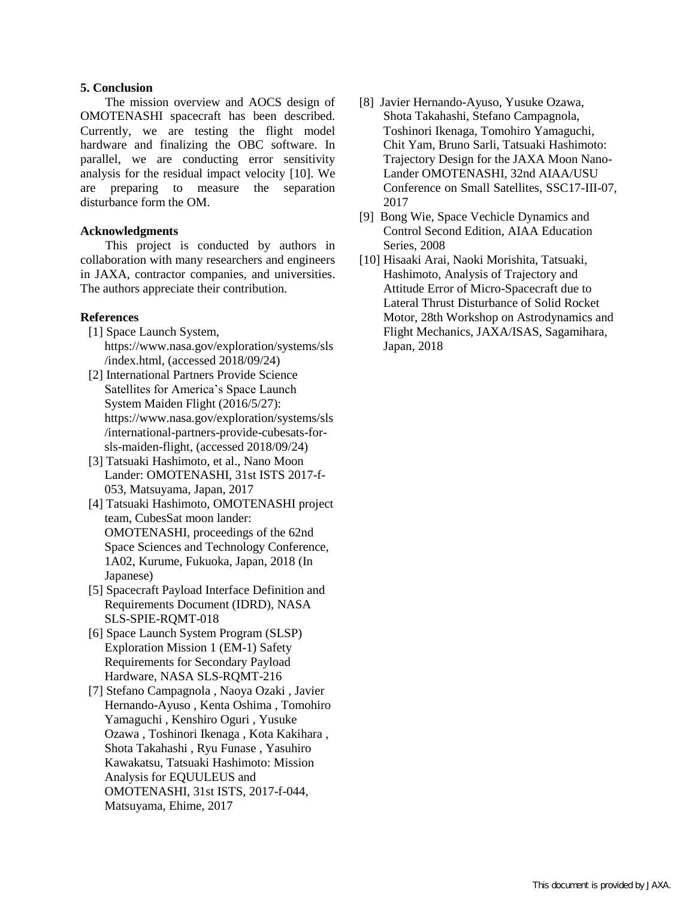## 5. Conclusion

The mission overview and AOCS design of OMOTENASHI spacecraft has been described. Currently, we are testing the flight model hardware and finalizing the OBC software. In parallel, we are conducting error sensitivity analysis for the residual impact velocity [10]. We are preparing to measure the separation disturbance form the OM.

## Acknowledgments

This project is conducted by authors in collaboration with many researchers and engineers in JAXA, contractor companies, and universities. The authors appreciate their contribution.

## References

[1] Space Launch System, https://www.nasa.gov/exploration/systems/sls/index.html, (accessed 2018/09/24)

[2] International Partners Provide Science Satellites for America's Space Launch System Maiden Flight (2016/5/27): https://www.nasa.gov/exploration/systems/sls/international-partners-provide-cubesats-for-sls-maiden-flight, (accessed 2018/09/24)

[3] Tatsuaki Hashimoto, et al., Nano Moon Lander: OMOTENASHI, 31st ISTS 2017-f-053, Matsuyama, Japan, 2017

[4] Tatsuaki Hashimoto, OMOTENASHI project team, CubesSat moon lander: OMOTENASHI, proceedings of the 62nd Space Sciences and Technology Conference, 1A02, Kurume, Fukuoka, Japan, 2018 (In Japanese)

[5] Spacecraft Payload Interface Definition and Requirements Document (IDRD), NASA SLS-SPIE-RQMT-018

[6] Space Launch System Program (SLSP) Exploration Mission 1 (EM-1) Safety Requirements for Secondary Payload Hardware, NASA SLS-RQMT-216

[7] Stefano Campagnola , Naoya Ozaki , Javier Hernando-Ayuso , Kenta Oshima , Tomohiro Yamaguchi , Kenshiro Oguri , Yusuke Ozawa , Toshinori Ikenaga , Kota Kakihara , Shota Takahashi , Ryu Funase , Yasuhiro Kawakatsu, Tatsuaki Hashimoto: Mission Analysis for EQUULEUS and OMOTENASHI, 31st ISTS, 2017-f-044, Matsuyama, Ehime, 2017

[8] Javier Hernando-Ayuso, Yusuke Ozawa, Shota Takahashi, Stefano Campagnola, Toshinori Ikenaga, Tomohiro Yamaguchi, Chit Yam, Bruno Sarli, Tatsuaki Hashimoto: Trajectory Design for the JAXA Moon Nano-Lander OMOTENASHI, 32nd AIAA/USU Conference on Small Satellites, SSC17-III-07, 2017

[9] Bong Wie, Space Vechicle Dynamics and Control Second Edition, AIAA Education Series, 2008

[10] Hisaaki Arai, Naoki Morishita, Tatsuaki, Hashimoto, Analysis of Trajectory and Attitude Error of Micro-Spacecraft due to Lateral Thrust Disturbance of Solid Rocket Motor, 28th Workshop on Astrodynamics and Flight Mechanics, JAXA/ISAS, Sagamihara, Japan, 2018